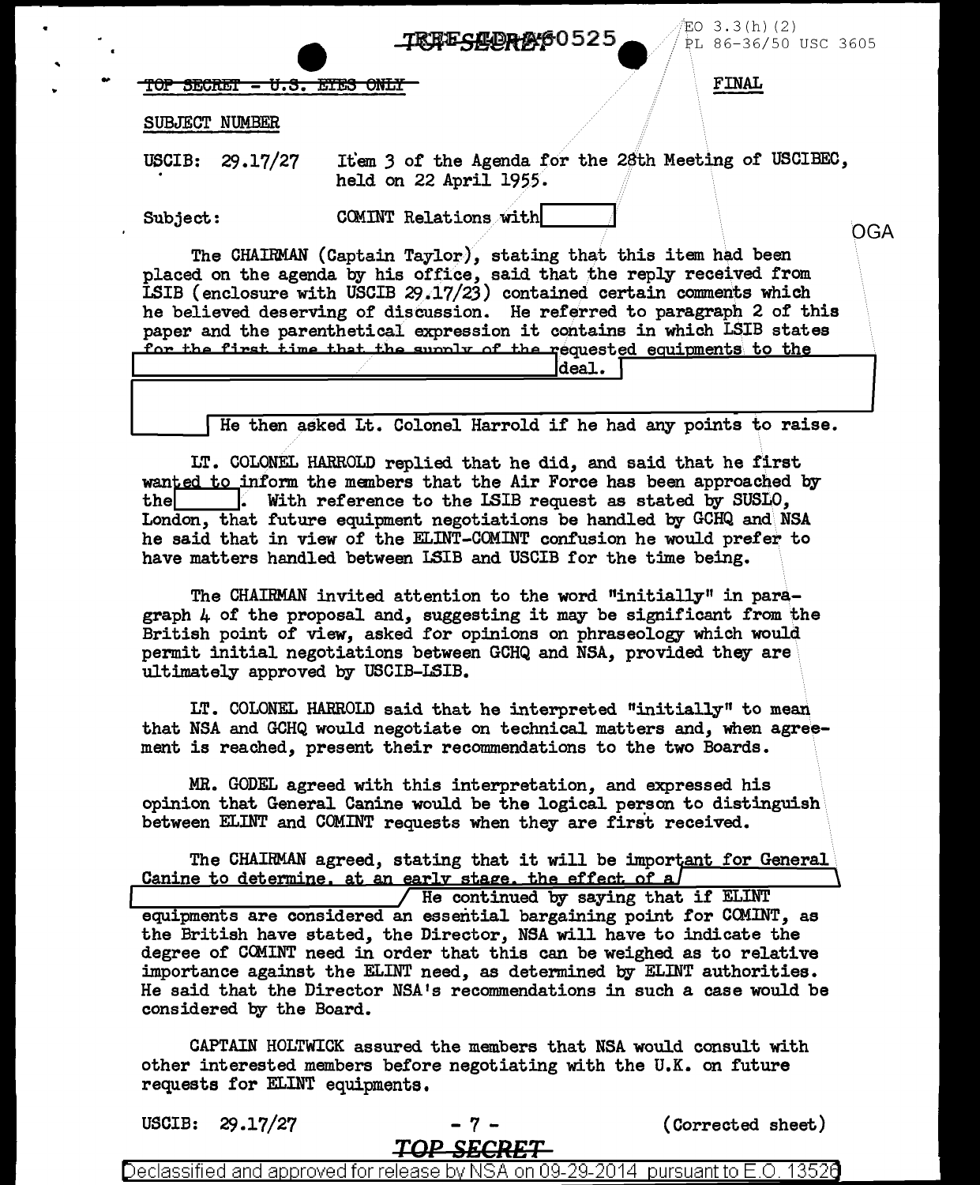TOP SECRET - U.S. EYES ONLY

EO 3.3(h)(2)
PL 86-36/50 USC 3605

FINAL

SUBJECT NUMBER

USCIB: 29.17/27 Item 3 of the Agenda for the 28th Meeting of USCIBEC, held on 22 April 1955.

Subject: COMINT Relations with [redacted] OGA

The CHAIRMAN (Captain Taylor), stating that this item had been placed on the agenda by his office, said that the reply received from LSIB (enclosure with USCIB 29.17/23) contained certain comments which he believed deserving of discussion. He referred to paragraph 2 of this paper and the parenthetical expression it contains in which LSIB states for the first time that the supply of the requested equipments to the [redacted] deal. [redacted] He then asked Lt. Colonel Harrold if he had any points to raise.

LT. COLONEL HARROLD replied that he did, and said that he first wanted to inform the members that the Air Force has been approached by the [redacted]. With reference to the LSIB request as stated by SUSLO, London, that future equipment negotiations be handled by GCHQ and NSA he said that in view of the ELINT-COMINT confusion he would prefer to have matters handled between LSIB and USCIB for the time being.

The CHAIRMAN invited attention to the word "initially" in paragraph 4 of the proposal and, suggesting it may be significant from the British point of view, asked for opinions on phraseology which would permit initial negotiations between GCHQ and NSA, provided they are ultimately approved by USCIB-LSIB.

LT. COLONEL HARROLD said that he interpreted "initially" to mean that NSA and GCHQ would negotiate on technical matters and, when agreement is reached, present their recommendations to the two Boards.

MR. GODEL agreed with this interpretation, and expressed his opinion that General Canine would be the logical person to distinguish between ELINT and COMINT requests when they are first received.

The CHAIRMAN agreed, stating that it will be important for General Canine to determine, at an early stage, the effect of a [redacted] He continued by saying that if ELINT equipments are considered an essential bargaining point for COMINT, as the British have stated, the Director, NSA will have to indicate the degree of COMINT need in order that this can be weighed as to relative importance against the ELINT need, as determined by ELINT authorities. He said that the Director NSA's recommendations in such a case would be considered by the Board.

CAPTAIN HOLTWICK assured the members that NSA would consult with other interested members before negotiating with the U.K. on future requests for ELINT equipments.

USCIB: 29.17/27 (Corrected sheet)

TOP SECRET

Declassified and approved for release by NSA on 09-29-2014 pursuant to E.O. 13526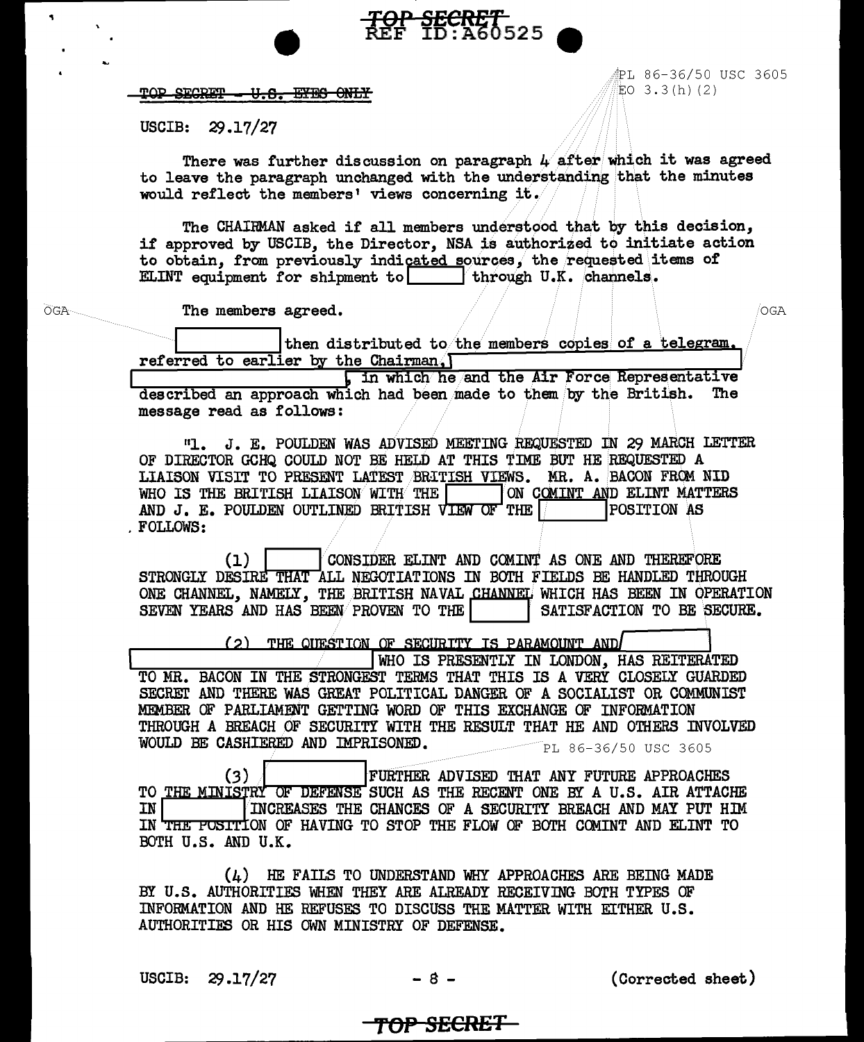~~TOP SECRET - U.S. EYES ONLY~~

PL 86-36/50 USC 3605
EO 3.3(h)(2)

USCIB: 29.17/27

There was further discussion on paragraph 4 after which it was agreed to leave the paragraph unchanged with the understanding that the minutes would reflect the members' views concerning it.

The CHAIRMAN asked if all members understood that by this decision, if approved by USCIB, the Director, NSA is authorized to initiate action to obtain, from previously indicated sources, the requested items of ELINT equipment for shipment to [redacted] through U.K. channels.

OGA

The members agreed.

OGA

[redacted] then distributed to the members copies of a telegram, referred to earlier by the Chairman, [redacted] [redacted], in which he and the Air Force Representative described an approach which had been made to them by the British. The message read as follows:

"1. J. E. POULDEN WAS ADVISED MEETING REQUESTED IN 29 MARCH LETTER OF DIRECTOR GCHQ COULD NOT BE HELD AT THIS TIME BUT HE REQUESTED A LIAISON VISIT TO PRESENT LATEST BRITISH VIEWS. MR. A. BACON FROM NID WHO IS THE BRITISH LIAISON WITH THE [redacted] ON COMINT AND ELINT MATTERS AND J. E. POULDEN OUTLINED BRITISH VIEW OF THE [redacted] POSITION AS FOLLOWS:

(1) [redacted] CONSIDER ELINT AND COMINT AS ONE AND THEREFORE STRONGLY DESIRE THAT ALL NEGOTIATIONS IN BOTH FIELDS BE HANDLED THROUGH ONE CHANNEL, NAMELY, THE BRITISH NAVAL CHANNEL WHICH HAS BEEN IN OPERATION SEVEN YEARS AND HAS BEEN PROVEN TO THE [redacted] SATISFACTION TO BE SECURE.

(2) THE QUESTION OF SECURITY IS PARAMOUNT AND [redacted] [redacted] WHO IS PRESENTLY IN LONDON, HAS REITERATED TO MR. BACON IN THE STRONGEST TERMS THAT THIS IS A VERY CLOSELY GUARDED SECRET AND THERE WAS GREAT POLITICAL DANGER OF A SOCIALIST OR COMMUNIST MEMBER OF PARLIAMENT GETTING WORD OF THIS EXCHANGE OF INFORMATION THROUGH A BREACH OF SECURITY WITH THE RESULT THAT HE AND OTHERS INVOLVED WOULD BE CASHIERED AND IMPRISONED.

PL 86-36/50 USC 3605

(3) [redacted] FURTHER ADVISED THAT ANY FUTURE APPROACHES TO THE MINISTRY OF DEFENSE SUCH AS THE RECENT ONE BY A U.S. AIR ATTACHE IN [redacted] INCREASES THE CHANCES OF A SECURITY BREACH AND MAY PUT HIM IN THE POSITION OF HAVING TO STOP THE FLOW OF BOTH COMINT AND ELINT TO BOTH U.S. AND U.K.

(4) HE FAILS TO UNDERSTAND WHY APPROACHES ARE BEING MADE BY U.S. AUTHORITIES WHEN THEY ARE ALREADY RECEIVING BOTH TYPES OF INFORMATION AND HE REFUSES TO DISCUSS THE MATTER WITH EITHER U.S. AUTHORITIES OR HIS OWN MINISTRY OF DEFENSE.

USCIB: 29.17/27 - 8 - (Corrected sheet)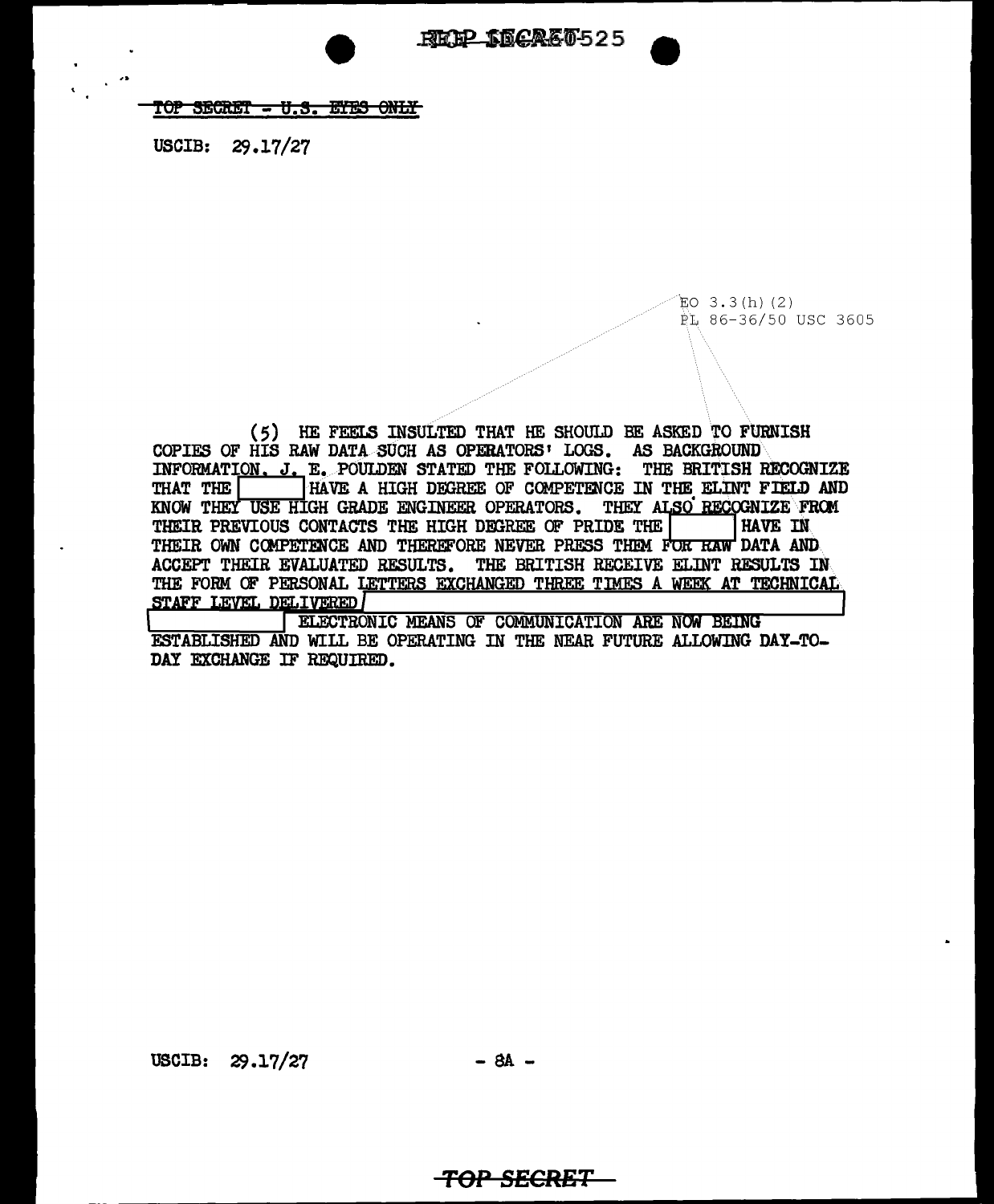TOP SECRET - U.S. EYES ONLY

USCIB: 29.17/27

EO 3.3(h)(2)
PL 86-36/50 USC 3605

(5) HE FEELS INSULTED THAT HE SHOULD BE ASKED TO FURNISH COPIES OF HIS RAW DATA SUCH AS OPERATORS' LOGS. AS BACKGROUND INFORMATION, J. E. POULDEN STATED THE FOLLOWING: THE BRITISH RECOGNIZE THAT THE [REDACTED] HAVE A HIGH DEGREE OF COMPETENCE IN THE ELINT FIELD AND KNOW THEY USE HIGH GRADE ENGINEER OPERATORS. THEY ALSO RECOGNIZE FROM THEIR PREVIOUS CONTACTS THE HIGH DEGREE OF PRIDE THE [REDACTED] HAVE IN THEIR OWN COMPETENCE AND THEREFORE NEVER PRESS THEM FOR RAW DATA AND ACCEPT THEIR EVALUATED RESULTS. THE BRITISH RECEIVE ELINT RESULTS IN THE FORM OF PERSONAL LETTERS EXCHANGED THREE TIMES A WEEK AT TECHNICAL STAFF LEVEL DELIVERED [REDACTED] ELECTRONIC MEANS OF COMMUNICATION ARE NOW BEING ESTABLISHED AND WILL BE OPERATING IN THE NEAR FUTURE ALLOWING DAY-TO-DAY EXCHANGE IF REQUIRED.

USCIB: 29.17/27

TOP SECRET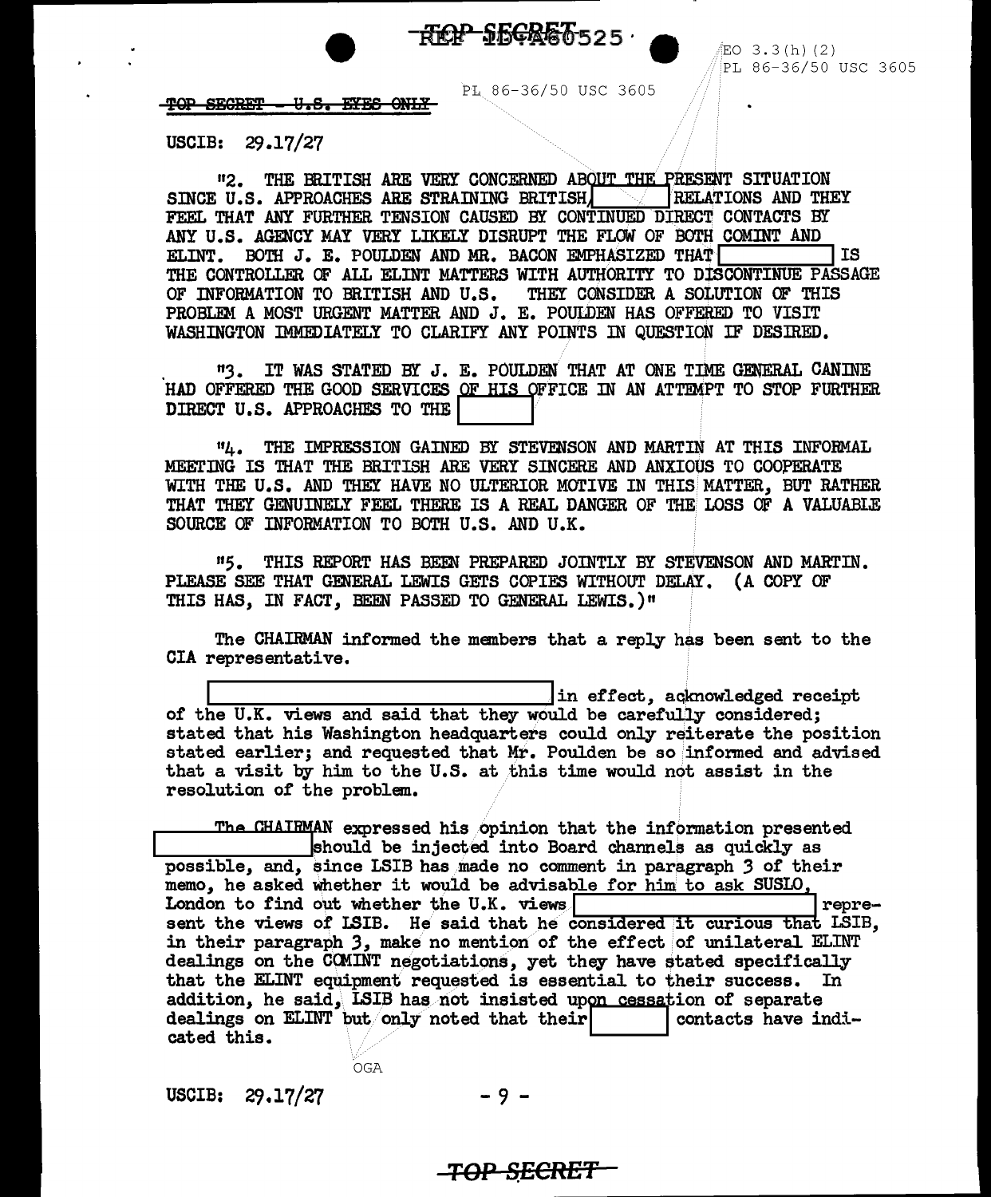TOP SECRET - U.S. EYES ONLY

USCIB: 29.17/27

"2. THE BRITISH ARE VERY CONCERNED ABOUT THE PRESENT SITUATION SINCE U.S. APPROACHES ARE STRAINING BRITISH/ [ ] RELATIONS AND THEY FEEL THAT ANY FURTHER TENSION CAUSED BY CONTINUED DIRECT CONTACTS BY ANY U.S. AGENCY MAY VERY LIKELY DISRUPT THE FLOW OF BOTH COMINT AND ELINT. BOTH J. E. POULDEN AND MR. BACON EMPHASIZED THAT [ ] IS THE CONTROLLER OF ALL ELINT MATTERS WITH AUTHORITY TO DISCONTINUE PASSAGE OF INFORMATION TO BRITISH AND U.S. THEY CONSIDER A SOLUTION OF THIS PROBLEM A MOST URGENT MATTER AND J. E. POULDEN HAS OFFERED TO VISIT WASHINGTON IMMEDIATELY TO CLARIFY ANY POINTS IN QUESTION IF DESIRED.

"3. IT WAS STATED BY J. E. POULDEN THAT AT ONE TIME GENERAL CANINE HAD OFFERED THE GOOD SERVICES OF HIS OFFICE IN AN ATTEMPT TO STOP FURTHER DIRECT U.S. APPROACHES TO THE [ ]

"4. THE IMPRESSION GAINED BY STEVENSON AND MARTIN AT THIS INFORMAL MEETING IS THAT THE BRITISH ARE VERY SINCERE AND ANXIOUS TO COOPERATE WITH THE U.S. AND THEY HAVE NO ULTERIOR MOTIVE IN THIS MATTER, BUT RATHER THAT THEY GENUINELY FEEL THERE IS A REAL DANGER OF THE LOSS OF A VALUABLE SOURCE OF INFORMATION TO BOTH U.S. AND U.K.

"5. THIS REPORT HAS BEEN PREPARED JOINTLY BY STEVENSON AND MARTIN. PLEASE SEE THAT GENERAL LEWIS GETS COPIES WITHOUT DELAY. (A COPY OF THIS HAS, IN FACT, BEEN PASSED TO GENERAL LEWIS.)"

The CHAIRMAN informed the members that a reply has been sent to the CIA representative.

[ ] in effect, acknowledged receipt of the U.K. views and said that they would be carefully considered; stated that his Washington headquarters could only reiterate the position stated earlier; and requested that Mr. Poulden be so informed and advised that a visit by him to the U.S. at this time would not assist in the resolution of the problem.

The CHAIRMAN expressed his opinion that the information presented [ ] should be injected into Board channels as quickly as possible, and, since LSIB has made no comment in paragraph 3 of their memo, he asked whether it would be advisable for him to ask SUSLO, London to find out whether the U.K. views [ ] represent the views of LSIB. He said that he considered it curious that LSIB, in their paragraph 3, make no mention of the effect of unilateral ELINT dealings on the COMINT negotiations, yet they have stated specifically that the ELINT equipment requested is essential to their success. In addition, he said, LSIB has not insisted upon cessation of separate dealings on ELINT but only noted that their [ ] contacts have indicated this.

USCIB: 29.17/27

TOP SECRET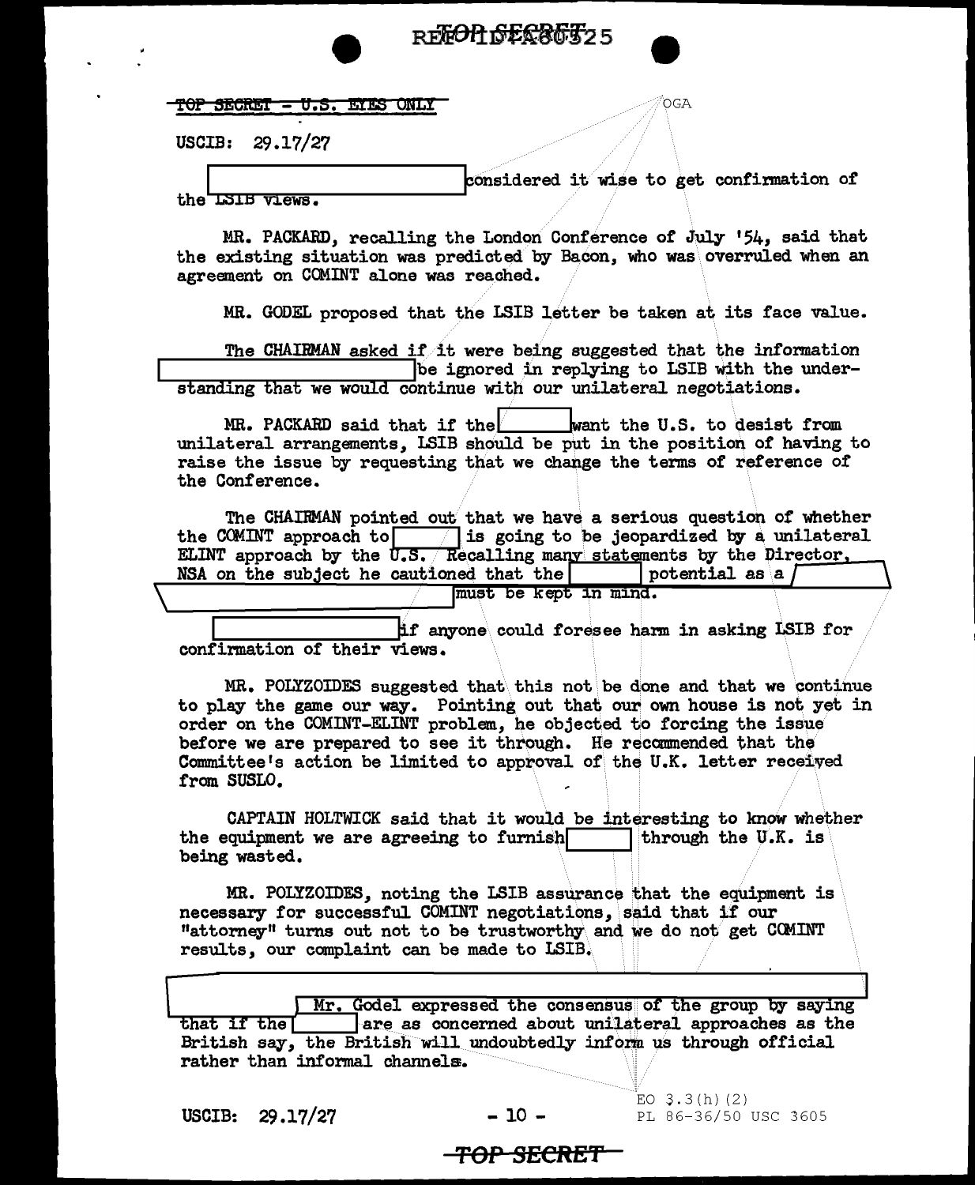TOP SECRET - U.S. EYES ONLY

USCIB: 29.17/27

[REDACTED] considered it wise to get confirmation of the LSIB views.

MR. PACKARD, recalling the London Conference of July '54, said that the existing situation was predicted by Bacon, who was overruled when an agreement on COMINT alone was reached.

MR. GODEL proposed that the LSIB letter be taken at its face value.

The CHAIRMAN asked if it were being suggested that the information [REDACTED] be ignored in replying to LSIB with the understanding that we would continue with our unilateral negotiations.

MR. PACKARD said that if the [REDACTED] want the U.S. to desist from unilateral arrangements, LSIB should be put in the position of having to raise the issue by requesting that we change the terms of reference of the Conference.

The CHAIRMAN pointed out that we have a serious question of whether the COMINT approach to [REDACTED] is going to be jeopardized by a unilateral ELINT approach by the U.S. Recalling many statements by the Director, NSA on the subject he cautioned that the [REDACTED] potential as a [REDACTED] must be kept in mind.

[REDACTED] if anyone could foresee harm in asking LSIB for confirmation of their views.

MR. POLYZOIDES suggested that this not be done and that we continue to play the game our way. Pointing out that our own house is not yet in order on the COMINT-ELINT problem, he objected to forcing the issue before we are prepared to see it through. He recommended that the Committee's action be limited to approval of the U.K. letter received from SUSLO.

CAPTAIN HOLTWICK said that it would be interesting to know whether the equipment we are agreeing to furnish [REDACTED] through the U.K. is being wasted.

MR. POLYZOIDES, noting the LSIB assurance that the equipment is necessary for successful COMINT negotiations, said that if our "attorney" turns out not to be trustworthy and we do not get COMINT results, our complaint can be made to LSIB.

[REDACTED] Mr. Godel expressed the consensus of the group by saying that if the [REDACTED] are as concerned about unilateral approaches as the British say, the British will undoubtedly inform us through official rather than informal channels.

USCIB: 29.17/27

EO 3.3(h)(2)
PL 86-36/50 USC 3605

TOP SECRET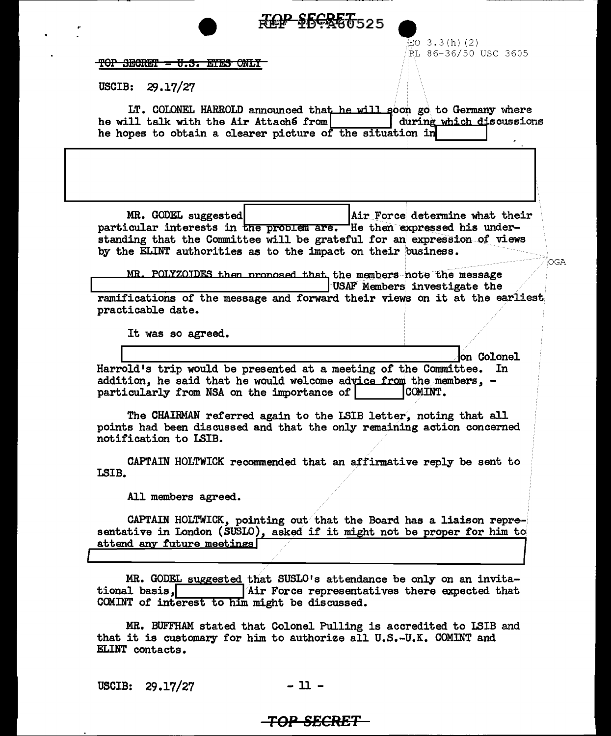EO 3.3(h)(2)
PL 86-36/50 USC 3605

~~TOP SECRET - U.S. EYES ONLY~~

USCIB: 29.17/27

LT. COLONEL HARROLD announced that he will soon go to Germany where he will talk with the Air Attaché from [REDACTED] during which discussions he hopes to obtain a clearer picture of the situation in [REDACTED]

[REDACTED]

MR. GODEL suggested [REDACTED] Air Force determine what their particular interests in the problem are. He then expressed his understanding that the Committee will be grateful for an expression of views by the ELINT authorities as to the impact on their business.

OGA

MR. POLYZOIDES then proposed that the members note the message [REDACTED] USAF Members investigate the ramifications of the message and forward their views on it at the earliest practicable date.

It was so agreed.

[REDACTED] on Colonel Harrold's trip would be presented at a meeting of the Committee. In addition, he said that he would welcome advice from the members, - particularly from NSA on the importance of [REDACTED] COMINT.

The CHAIRMAN referred again to the LSIB letter, noting that all points had been discussed and that the only remaining action concerned notification to LSIB.

CAPTAIN HOLTWICK recommended that an affirmative reply be sent to LSIB.

All members agreed.

CAPTAIN HOLTWICK, pointing out that the Board has a liaison representative in London (SUSLO), asked if it might not be proper for him to attend any future meetings [REDACTED]

MR. GODEL suggested that SUSLO's attendance be only on an invitational basis, [REDACTED] Air Force representatives there expected that COMINT of interest to him might be discussed.

MR. BUFFHAM stated that Colonel Pulling is accredited to LSIB and that it is customary for him to authorize all U.S.-U.K. COMINT and ELINT contacts.

USCIB: 29.17/27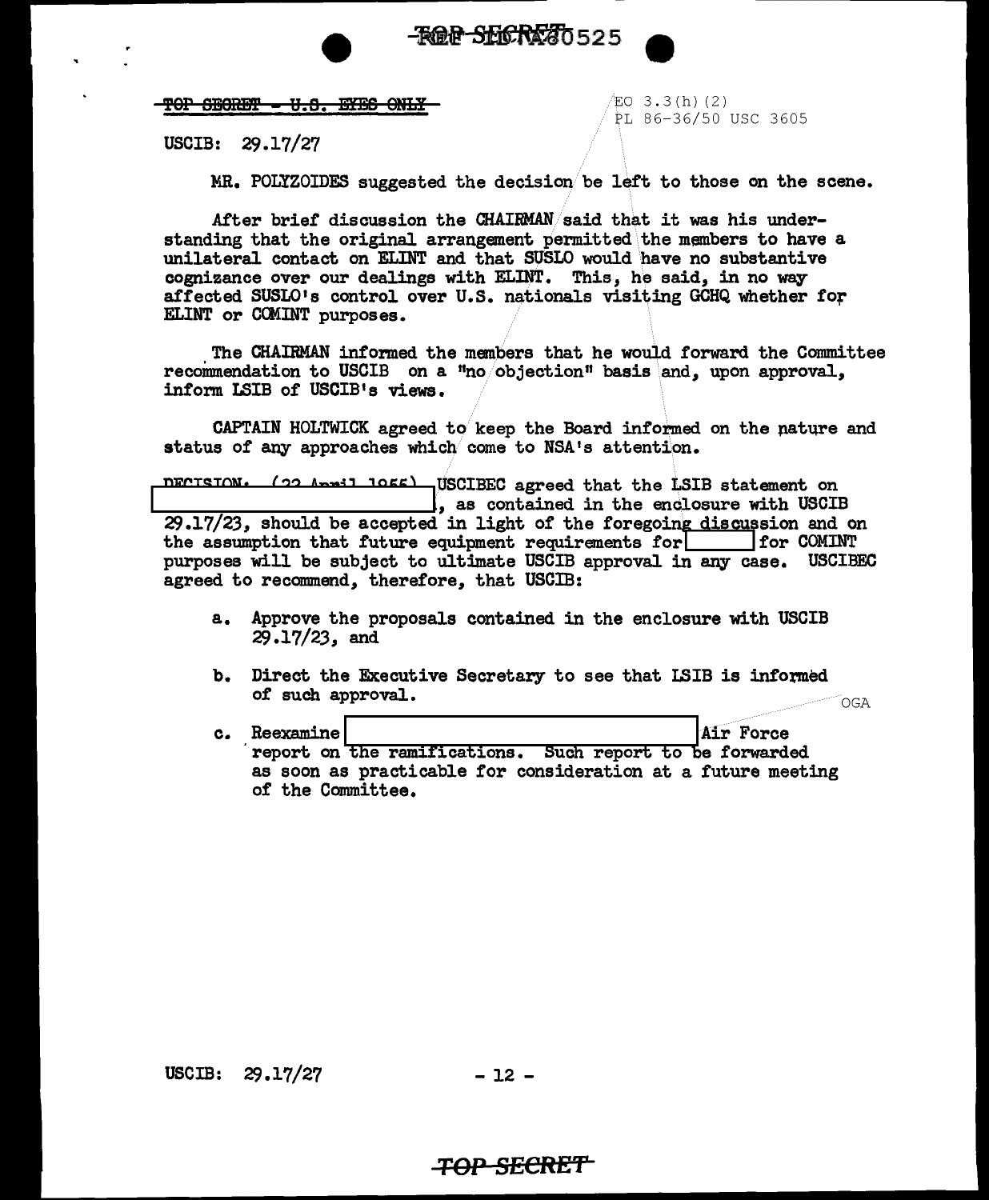TOP SECRET - U.S. EYES ONLY

EO 3.3(h)(2)
PL 86-36/50 USC 3605

USCIB: 29.17/27

MR. POLYZOIDES suggested the decision be left to those on the scene.

After brief discussion the CHAIRMAN said that it was his understanding that the original arrangement permitted the members to have a unilateral contact on ELINT and that SUSLO would have no substantive cognizance over our dealings with ELINT. This, he said, in no way affected SUSLO's control over U.S. nationals visiting GCHQ whether for ELINT or COMINT purposes.

The CHAIRMAN informed the members that he would forward the Committee recommendation to USCIB on a "no objection" basis and, upon approval, inform LSIB of USCIB's views.

CAPTAIN HOLTWICK agreed to keep the Board informed on the nature and status of any approaches which come to NSA's attention.

DECISION. (22 April 1955) USCIBEC agreed that the LSIB statement on [REDACTED], as contained in the enclosure with USCIB 29.17/23, should be accepted in light of the foregoing discussion and on the assumption that future equipment requirements for [REDACTED] for COMINT purposes will be subject to ultimate USCIB approval in any case. USCIBEC agreed to recommend, therefore, that USCIB:

a. Approve the proposals contained in the enclosure with USCIB 29.17/23, and

b. Direct the Executive Secretary to see that LSIB is informed of such approval.

OGA

c. Reexamine [REDACTED] Air Force report on the ramifications. Such report to be forwarded as soon as practicable for consideration at a future meeting of the Committee.

USCIB: 29.17/27

TOP SECRET